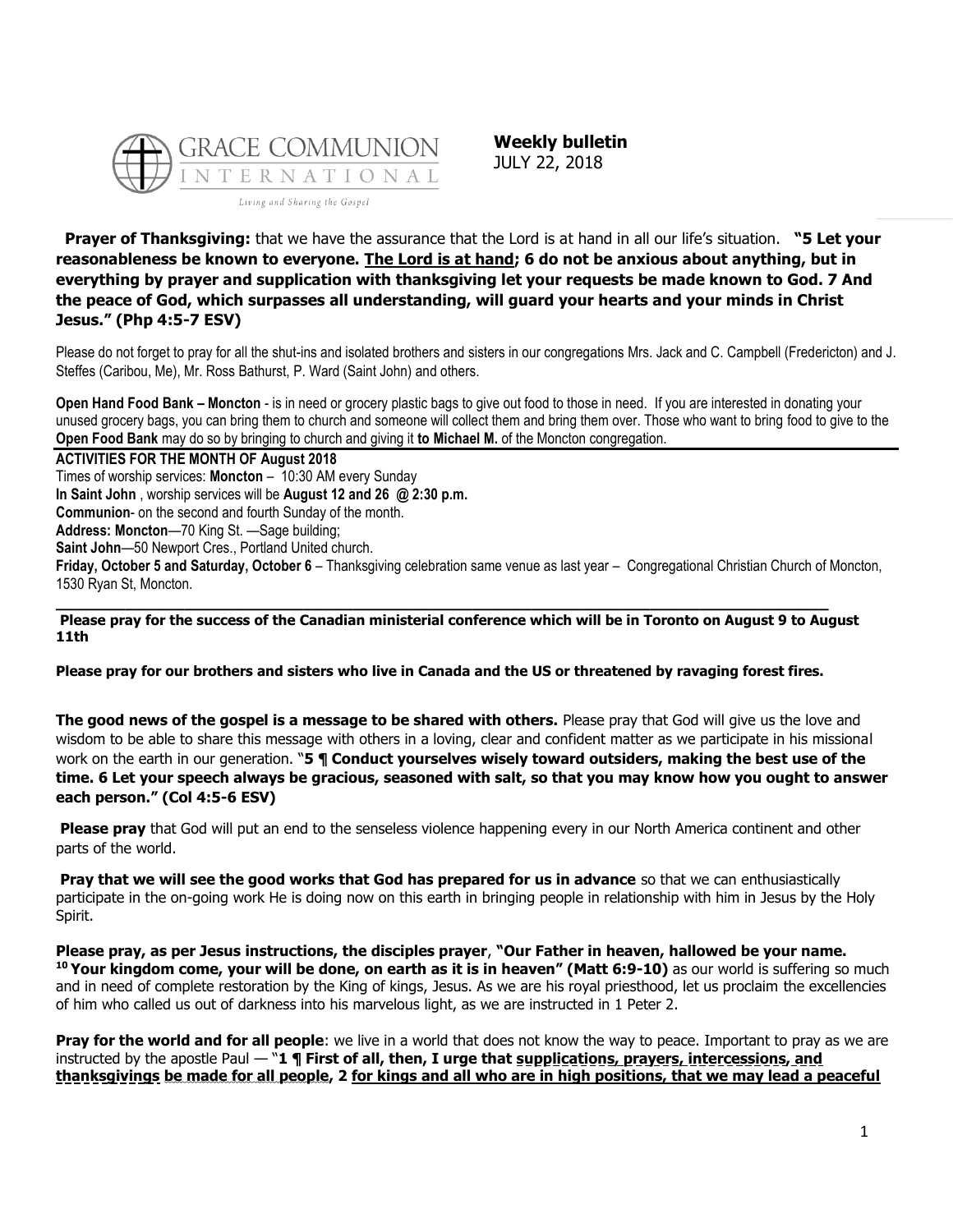GRACE COMMUNION INTERNATIONAL

Living and Sharing the Gospel

**Weekly bulletin**
JULY 22, 2018

**Prayer of Thanksgiving:** that we have the assurance that the Lord is at hand in all our life's situation. **"5 Let your reasonableness be known to everyone. <u>The Lord is at hand</u>; 6 do not be anxious about anything, but in everything by prayer and supplication with thanksgiving let your requests be made known to God. 7 And the peace of God, which surpasses all understanding, will guard your hearts and your minds in Christ Jesus." (Php 4:5-7 ESV)**

Please do not forget to pray for all the shut-ins and isolated brothers and sisters in our congregations Mrs. Jack and C. Campbell (Fredericton) and J. Steffes (Caribou, Me), Mr. Ross Bathurst, P. Ward (Saint John) and others.

**Open Hand Food Bank – Moncton** - is in need or grocery plastic bags to give out food to those in need. If you are interested in donating your unused grocery bags, you can bring them to church and someone will collect them and bring them over. Those who want to bring food to give to the **Open Food Bank** may do so by bringing to church and giving it **to Michael M.** of the Moncton congregation.

**ACTIVITIES FOR THE MONTH OF August 2018**

Times of worship services: **Moncton** – 10:30 AM every Sunday

**In Saint John** , worship services will be **August 12 and 26 @ 2:30 p.m.**

**Communion**- on the second and fourth Sunday of the month.

**Address: Moncton**—70 King St. —Sage building;

**Saint John**—50 Newport Cres., Portland United church.

**Friday, October 5 and Saturday, October 6** – Thanksgiving celebration same venue as last year – Congregational Christian Church of Moncton, 1530 Ryan St, Moncton.

---

**Please pray for the success of the Canadian ministerial conference which will be in Toronto on August 9 to August 11th**

**Please pray for our brothers and sisters who live in Canada and the US or threatened by ravaging forest fires.**

**The good news of the gospel is a message to be shared with others.** Please pray that God will give us the love and wisdom to be able to share this message with others in a loving, clear and confident matter as we participate in his missional work on the earth in our generation. "**5 ¶ Conduct yourselves wisely toward outsiders, making the best use of the time. 6 Let your speech always be gracious, seasoned with salt, so that you may know how you ought to answer each person." (Col 4:5-6 ESV)**

**Please pray** that God will put an end to the senseless violence happening every in our North America continent and other parts of the world.

**Pray that we will see the good works that God has prepared for us in advance** so that we can enthusiastically participate in the on-going work He is doing now on this earth in bringing people in relationship with him in Jesus by the Holy Spirit.

**Please pray, as per Jesus instructions, the disciples prayer**, **"Our Father in heaven, hallowed be your name. [10] Your kingdom come, your will be done, on earth as it is in heaven" (Matt 6:9-10)** as our world is suffering so much and in need of complete restoration by the King of kings, Jesus. As we are his royal priesthood, let us proclaim the excellencies of him who called us out of darkness into his marvelous light, as we are instructed in 1 Peter 2.

**Pray for the world and for all people**: we live in a world that does not know the way to peace. Important to pray as we are instructed by the apostle Paul — "**1 ¶ First of all, then, I urge that <u>supplications, prayers, intercessions, and thanksgivings</u> <u>be made for all people</u>, 2 <u>for kings and all who are in high positions, that we may lead a peaceful</u>**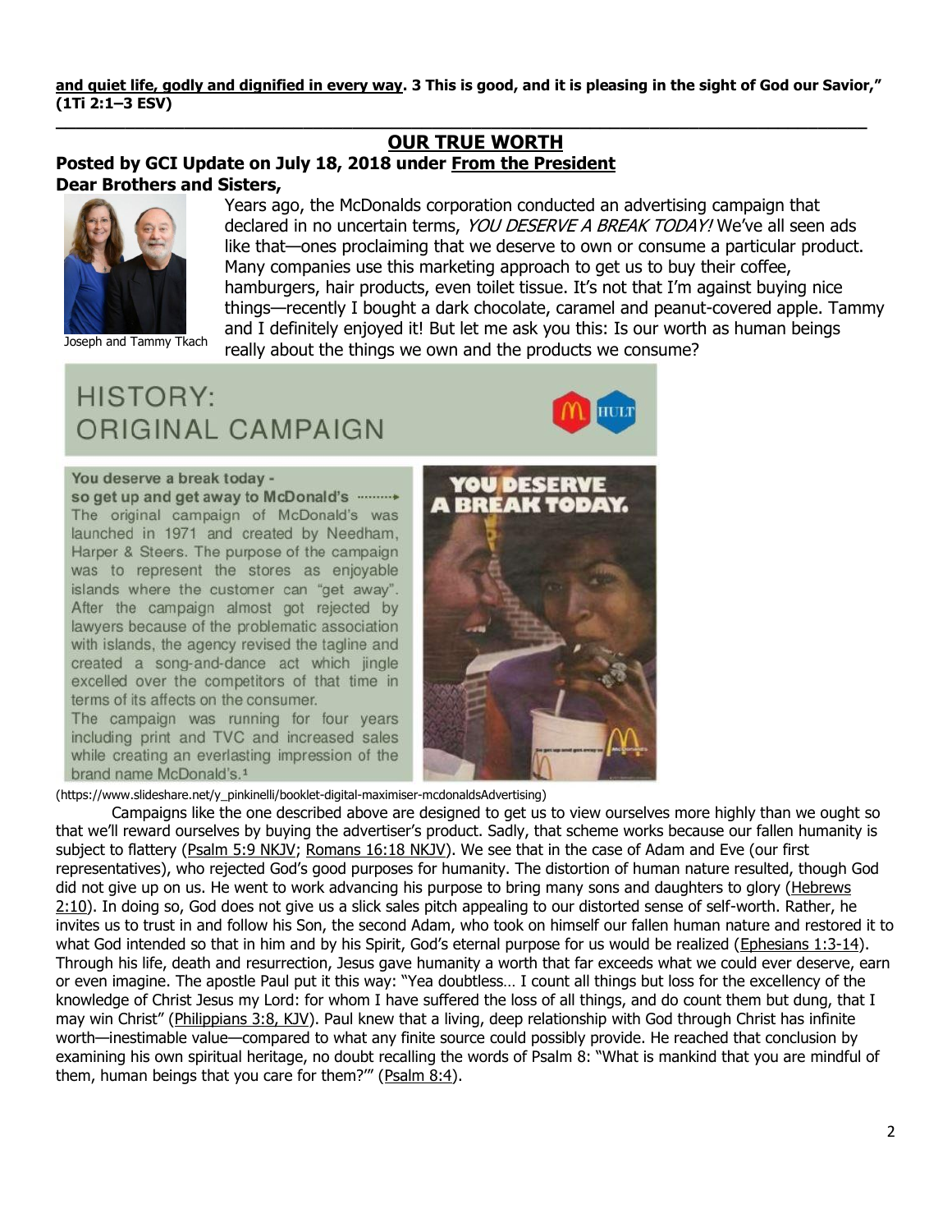**and quiet life, godly and dignified in every way. 3 This is good, and it is pleasing in the sight of God our Savior," (1Ti 2:1–3 ESV)**

---

## OUR TRUE WORTH

**Posted by GCI Update on July 18, 2018 under From the President**

**Dear Brothers and Sisters,**

Joseph and Tammy Tkach

Years ago, the McDonalds corporation conducted an advertising campaign that declared in no uncertain terms, *YOU DESERVE A BREAK TODAY!* We've all seen ads like that—ones proclaiming that we deserve to own or consume a particular product. Many companies use this marketing approach to get us to buy their coffee, hamburgers, hair products, even toilet tissue. It's not that I'm against buying nice things—recently I bought a dark chocolate, caramel and peanut-covered apple. Tammy and I definitely enjoyed it! But let me ask you this: Is our worth as human beings really about the things we own and the products we consume?

HISTORY: ORIGINAL CAMPAIGN

**You deserve a break today - so get up and get away to McDonald's**

The original campaign of McDonald's was launched in 1971 and created by Needham, Harper & Steers. The purpose of the campaign was to represent the stores as enjoyable islands where the customer can "get away". After the campaign almost got rejected by lawyers because of the problematic association with islands, the agency revised the tagline and created a song-and-dance act which jingle excelled over the competitors of that time in terms of its affects on the consumer.

The campaign was running for four years including print and TVC and increased sales while creating an everlasting impression of the brand name McDonald's.[1]

YOU DESERVE A BREAK TODAY.

(https://www.slideshare.net/y_pinkinelli/booklet-digital-maximiser-mcdonaldsAdvertising)

Campaigns like the one described above are designed to get us to view ourselves more highly than we ought so that we'll reward ourselves by buying the advertiser's product. Sadly, that scheme works because our fallen humanity is subject to flattery (Psalm 5:9 NKJV; Romans 16:18 NKJV). We see that in the case of Adam and Eve (our first representatives), who rejected God's good purposes for humanity. The distortion of human nature resulted, though God did not give up on us. He went to work advancing his purpose to bring many sons and daughters to glory (Hebrews 2:10). In doing so, God does not give us a slick sales pitch appealing to our distorted sense of self-worth. Rather, he invites us to trust in and follow his Son, the second Adam, who took on himself our fallen human nature and restored it to what God intended so that in him and by his Spirit, God's eternal purpose for us would be realized (Ephesians 1:3-14). Through his life, death and resurrection, Jesus gave humanity a worth that far exceeds what we could ever deserve, earn or even imagine. The apostle Paul put it this way: "Yea doubtless… I count all things but loss for the excellency of the knowledge of Christ Jesus my Lord: for whom I have suffered the loss of all things, and do count them but dung, that I may win Christ" (Philippians 3:8, KJV). Paul knew that a living, deep relationship with God through Christ has infinite worth—inestimable value—compared to what any finite source could possibly provide. He reached that conclusion by examining his own spiritual heritage, no doubt recalling the words of Psalm 8: "What is mankind that you are mindful of them, human beings that you care for them?'" (Psalm 8:4).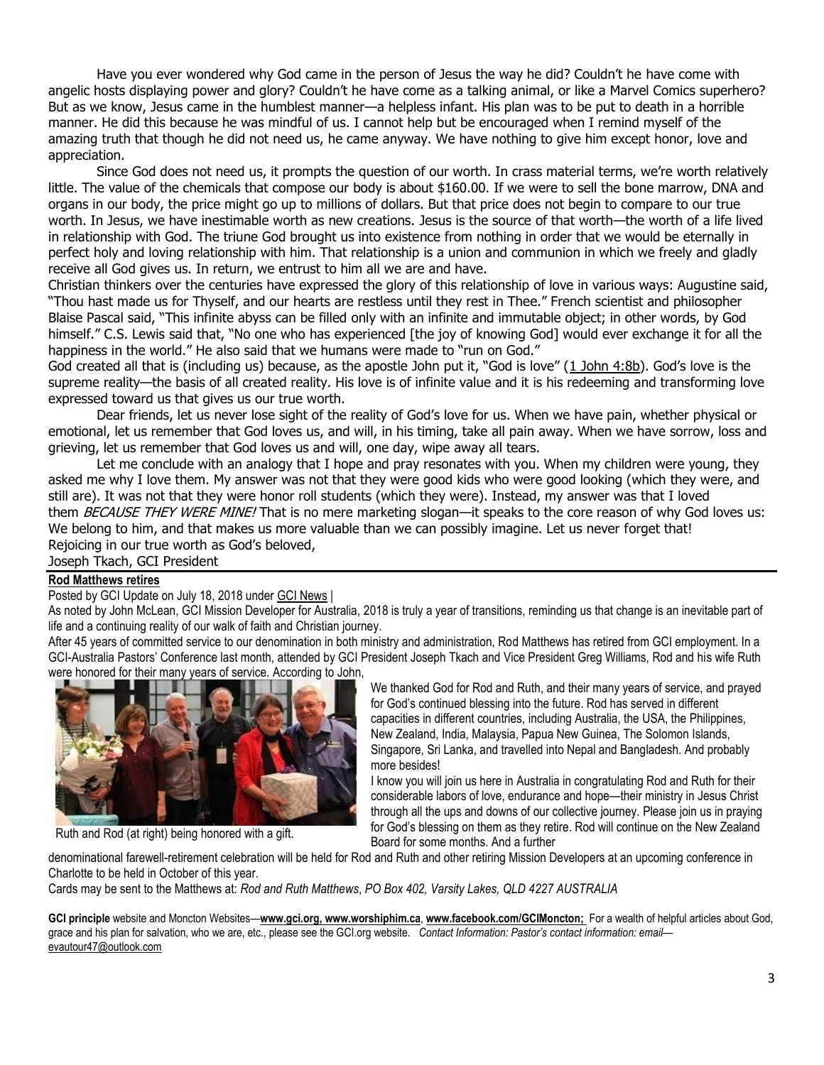Have you ever wondered why God came in the person of Jesus the way he did? Couldn't he have come with angelic hosts displaying power and glory? Couldn't he have come as a talking animal, or like a Marvel Comics superhero? But as we know, Jesus came in the humblest manner—a helpless infant. His plan was to be put to death in a horrible manner. He did this because he was mindful of us. I cannot help but be encouraged when I remind myself of the amazing truth that though he did not need us, he came anyway. We have nothing to give him except honor, love and appreciation.

Since God does not need us, it prompts the question of our worth. In crass material terms, we're worth relatively little. The value of the chemicals that compose our body is about $160.00. If we were to sell the bone marrow, DNA and organs in our body, the price might go up to millions of dollars. But that price does not begin to compare to our true worth. In Jesus, we have inestimable worth as new creations. Jesus is the source of that worth—the worth of a life lived in relationship with God. The triune God brought us into existence from nothing in order that we would be eternally in perfect holy and loving relationship with him. That relationship is a union and communion in which we freely and gladly receive all God gives us. In return, we entrust to him all we are and have.

Christian thinkers over the centuries have expressed the glory of this relationship of love in various ways: Augustine said, "Thou hast made us for Thyself, and our hearts are restless until they rest in Thee." French scientist and philosopher Blaise Pascal said, "This infinite abyss can be filled only with an infinite and immutable object; in other words, by God himself." C.S. Lewis said that, "No one who has experienced [the joy of knowing God] would ever exchange it for all the happiness in the world." He also said that we humans were made to "run on God."

God created all that is (including us) because, as the apostle John put it, "God is love" (1 John 4:8b). God's love is the supreme reality—the basis of all created reality. His love is of infinite value and it is his redeeming and transforming love expressed toward us that gives us our true worth.

Dear friends, let us never lose sight of the reality of God's love for us. When we have pain, whether physical or emotional, let us remember that God loves us, and will, in his timing, take all pain away. When we have sorrow, loss and grieving, let us remember that God loves us and will, one day, wipe away all tears.

Let me conclude with an analogy that I hope and pray resonates with you. When my children were young, they asked me why I love them. My answer was not that they were good kids who were good looking (which they were, and still are). It was not that they were honor roll students (which they were). Instead, my answer was that I loved them *BECAUSE THEY WERE MINE!* That is no mere marketing slogan—it speaks to the core reason of why God loves us: We belong to him, and that makes us more valuable than we can possibly imagine. Let us never forget that!

Rejoicing in our true worth as God's beloved,
Joseph Tkach, GCI President

## Rod Matthews retires

Posted by GCI Update on July 18, 2018 under GCI News |

As noted by John McLean, GCI Mission Developer for Australia, 2018 is truly a year of transitions, reminding us that change is an inevitable part of life and a continuing reality of our walk of faith and Christian journey.

After 45 years of committed service to our denomination in both ministry and administration, Rod Matthews has retired from GCI employment. In a GCI-Australia Pastors' Conference last month, attended by GCI President Joseph Tkach and Vice President Greg Williams, Rod and his wife Ruth were honored for their many years of service. According to John,

Ruth and Rod (at right) being honored with a gift.

We thanked God for Rod and Ruth, and their many years of service, and prayed for God's continued blessing into the future. Rod has served in different capacities in different countries, including Australia, the USA, the Philippines, New Zealand, India, Malaysia, Papua New Guinea, The Solomon Islands, Singapore, Sri Lanka, and travelled into Nepal and Bangladesh. And probably more besides!

I know you will join us here in Australia in congratulating Rod and Ruth for their considerable labors of love, endurance and hope—their ministry in Jesus Christ through all the ups and downs of our collective journey. Please join us in praying for God's blessing on them as they retire. Rod will continue on the New Zealand Board for some months. And a further denominational farewell-retirement celebration will be held for Rod and Ruth and other retiring Mission Developers at an upcoming conference in Charlotte to be held in October of this year.

Cards may be sent to the Matthews at: *Rod and Ruth Matthews, PO Box 402, Varsity Lakes, QLD 4227 AUSTRALIA*

**GCI principle** website and Moncton Websites—**www.gci.org, www.worshiphim.ca**, **www.facebook.com/GCIMoncton;** For a wealth of helpful articles about God, grace and his plan for salvation, who we are, etc., please see the GCI.org website. *Contact Information: Pastor's contact information: email—* evautour47@outlook.com